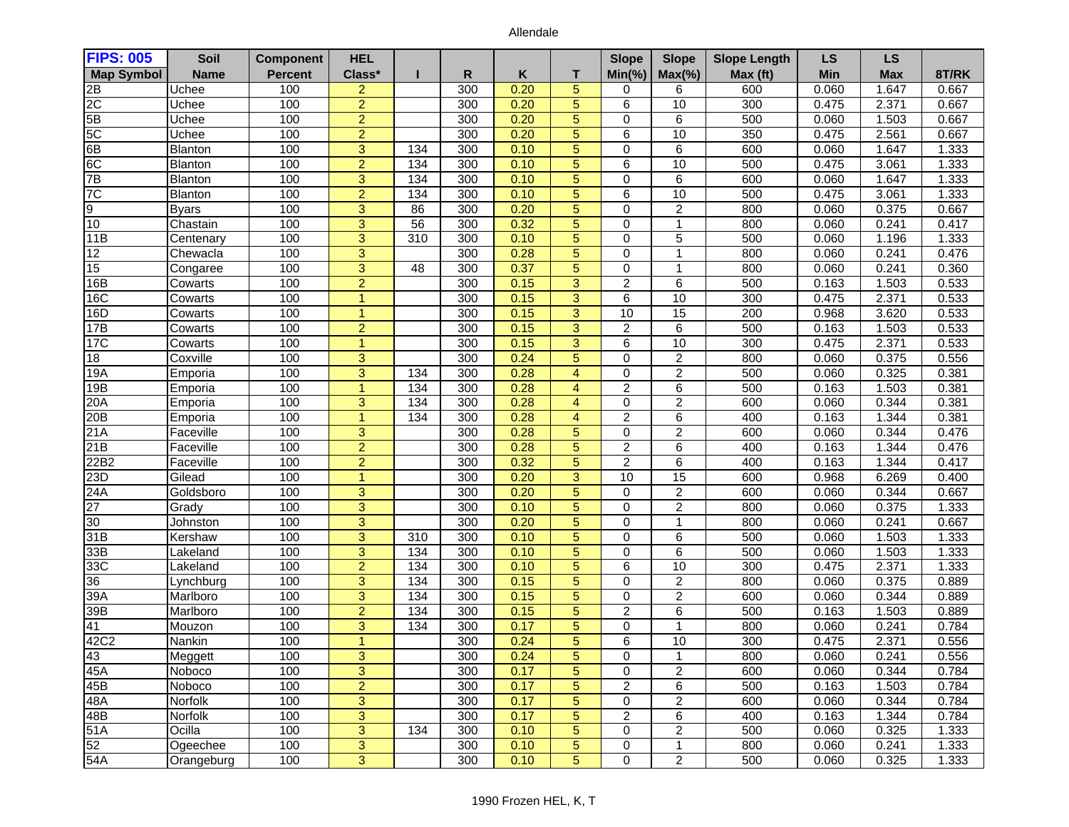Allendale

| FIPS: 005 Map Symbol | Soil Name | Component Percent | HEL Class* | I | R | K | T | Slope Min(%) | Slope Max(%) | Slope Length Max (ft) | LS Min | LS Max | 8T/RK |
|---|---|---|---|---|---|---|---|---|---|---|---|---|---|
| 2B | Uchee | 100 | 2 | | 300 | 0.20 | 5 | 0 | 6 | 600 | 0.060 | 1.647 | 0.667 |
| 2C | Uchee | 100 | 2 | | 300 | 0.20 | 5 | 6 | 10 | 300 | 0.475 | 2.371 | 0.667 |
| 5B | Uchee | 100 | 2 | | 300 | 0.20 | 5 | 0 | 6 | 500 | 0.060 | 1.503 | 0.667 |
| 5C | Uchee | 100 | 2 | | 300 | 0.20 | 5 | 6 | 10 | 350 | 0.475 | 2.561 | 0.667 |
| 6B | Blanton | 100 | 3 | 134 | 300 | 0.10 | 5 | 0 | 6 | 600 | 0.060 | 1.647 | 1.333 |
| 6C | Blanton | 100 | 2 | 134 | 300 | 0.10 | 5 | 6 | 10 | 500 | 0.475 | 3.061 | 1.333 |
| 7B | Blanton | 100 | 3 | 134 | 300 | 0.10 | 5 | 0 | 6 | 600 | 0.060 | 1.647 | 1.333 |
| 7C | Blanton | 100 | 2 | 134 | 300 | 0.10 | 5 | 6 | 10 | 500 | 0.475 | 3.061 | 1.333 |
| 9 | Byars | 100 | 3 | 86 | 300 | 0.20 | 5 | 0 | 2 | 800 | 0.060 | 0.375 | 0.667 |
| 10 | Chastain | 100 | 3 | 56 | 300 | 0.32 | 5 | 0 | 1 | 800 | 0.060 | 0.241 | 0.417 |
| 11B | Centenary | 100 | 3 | 310 | 300 | 0.10 | 5 | 0 | 5 | 500 | 0.060 | 1.196 | 1.333 |
| 12 | Chewacla | 100 | 3 | | 300 | 0.28 | 5 | 0 | 1 | 800 | 0.060 | 0.241 | 0.476 |
| 15 | Congaree | 100 | 3 | 48 | 300 | 0.37 | 5 | 0 | 1 | 800 | 0.060 | 0.241 | 0.360 |
| 16B | Cowarts | 100 | 2 | | 300 | 0.15 | 3 | 2 | 6 | 500 | 0.163 | 1.503 | 0.533 |
| 16C | Cowarts | 100 | 1 | | 300 | 0.15 | 3 | 6 | 10 | 300 | 0.475 | 2.371 | 0.533 |
| 16D | Cowarts | 100 | 1 | | 300 | 0.15 | 3 | 10 | 15 | 200 | 0.968 | 3.620 | 0.533 |
| 17B | Cowarts | 100 | 2 | | 300 | 0.15 | 3 | 2 | 6 | 500 | 0.163 | 1.503 | 0.533 |
| 17C | Cowarts | 100 | 1 | | 300 | 0.15 | 3 | 6 | 10 | 300 | 0.475 | 2.371 | 0.533 |
| 18 | Coxville | 100 | 3 | | 300 | 0.24 | 5 | 0 | 2 | 800 | 0.060 | 0.375 | 0.556 |
| 19A | Emporia | 100 | 3 | 134 | 300 | 0.28 | 4 | 0 | 2 | 500 | 0.060 | 0.325 | 0.381 |
| 19B | Emporia | 100 | 1 | 134 | 300 | 0.28 | 4 | 2 | 6 | 500 | 0.163 | 1.503 | 0.381 |
| 20A | Emporia | 100 | 3 | 134 | 300 | 0.28 | 4 | 0 | 2 | 600 | 0.060 | 0.344 | 0.381 |
| 20B | Emporia | 100 | 1 | 134 | 300 | 0.28 | 4 | 2 | 6 | 400 | 0.163 | 1.344 | 0.381 |
| 21A | Faceville | 100 | 3 | | 300 | 0.28 | 5 | 0 | 2 | 600 | 0.060 | 0.344 | 0.476 |
| 21B | Faceville | 100 | 2 | | 300 | 0.28 | 5 | 2 | 6 | 400 | 0.163 | 1.344 | 0.476 |
| 22B2 | Faceville | 100 | 2 | | 300 | 0.32 | 5 | 2 | 6 | 400 | 0.163 | 1.344 | 0.417 |
| 23D | Gilead | 100 | 1 | | 300 | 0.20 | 3 | 10 | 15 | 600 | 0.968 | 6.269 | 0.400 |
| 24A | Goldsboro | 100 | 3 | | 300 | 0.20 | 5 | 0 | 2 | 600 | 0.060 | 0.344 | 0.667 |
| 27 | Grady | 100 | 3 | | 300 | 0.10 | 5 | 0 | 2 | 800 | 0.060 | 0.375 | 1.333 |
| 30 | Johnston | 100 | 3 | | 300 | 0.20 | 5 | 0 | 1 | 800 | 0.060 | 0.241 | 0.667 |
| 31B | Kershaw | 100 | 3 | 310 | 300 | 0.10 | 5 | 0 | 6 | 500 | 0.060 | 1.503 | 1.333 |
| 33B | Lakeland | 100 | 3 | 134 | 300 | 0.10 | 5 | 0 | 6 | 500 | 0.060 | 1.503 | 1.333 |
| 33C | Lakeland | 100 | 2 | 134 | 300 | 0.10 | 5 | 6 | 10 | 300 | 0.475 | 2.371 | 1.333 |
| 36 | Lynchburg | 100 | 3 | 134 | 300 | 0.15 | 5 | 0 | 2 | 800 | 0.060 | 0.375 | 0.889 |
| 39A | Marlboro | 100 | 3 | 134 | 300 | 0.15 | 5 | 0 | 2 | 600 | 0.060 | 0.344 | 0.889 |
| 39B | Marlboro | 100 | 2 | 134 | 300 | 0.15 | 5 | 2 | 6 | 500 | 0.163 | 1.503 | 0.889 |
| 41 | Mouzon | 100 | 3 | 134 | 300 | 0.17 | 5 | 0 | 1 | 800 | 0.060 | 0.241 | 0.784 |
| 42C2 | Nankin | 100 | 1 | | 300 | 0.24 | 5 | 6 | 10 | 300 | 0.475 | 2.371 | 0.556 |
| 43 | Meggett | 100 | 3 | | 300 | 0.24 | 5 | 0 | 1 | 800 | 0.060 | 0.241 | 0.556 |
| 45A | Noboco | 100 | 3 | | 300 | 0.17 | 5 | 0 | 2 | 600 | 0.060 | 0.344 | 0.784 |
| 45B | Noboco | 100 | 2 | | 300 | 0.17 | 5 | 2 | 6 | 500 | 0.163 | 1.503 | 0.784 |
| 48A | Norfolk | 100 | 3 | | 300 | 0.17 | 5 | 0 | 2 | 600 | 0.060 | 0.344 | 0.784 |
| 48B | Norfolk | 100 | 3 | | 300 | 0.17 | 5 | 2 | 6 | 400 | 0.163 | 1.344 | 0.784 |
| 51A | Ocilla | 100 | 3 | 134 | 300 | 0.10 | 5 | 0 | 2 | 500 | 0.060 | 0.325 | 1.333 |
| 52 | Ogeechee | 100 | 3 | | 300 | 0.10 | 5 | 0 | 1 | 800 | 0.060 | 0.241 | 1.333 |
| 54A | Orangeburg | 100 | 3 | | 300 | 0.10 | 5 | 0 | 2 | 500 | 0.060 | 0.325 | 1.333 |

1990 Frozen HEL, K, T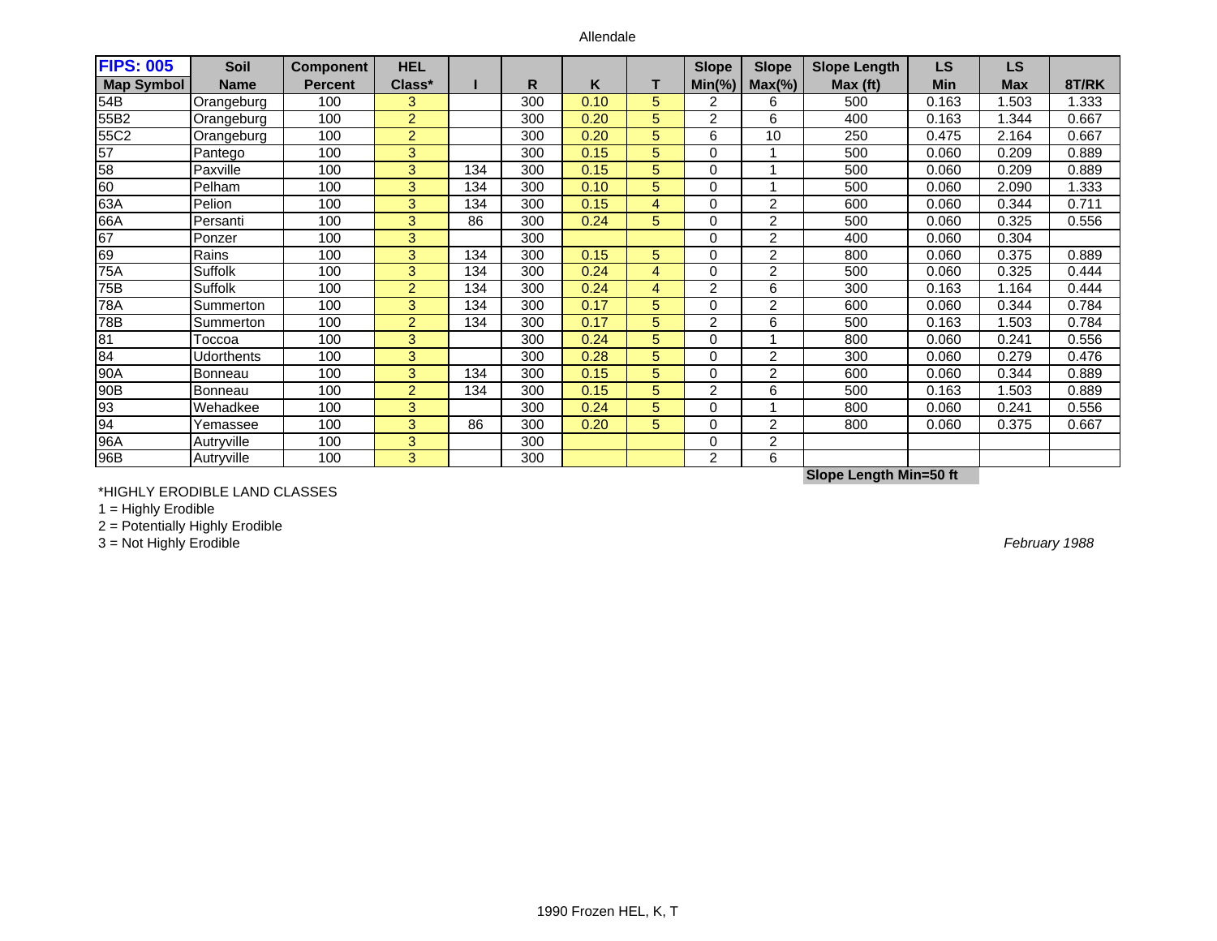Allendale

| FIPS: 005 Map Symbol | Soil Name | Component Percent | HEL Class* | I | R | K | T | Slope Min(%) | Slope Max(%) | Slope Length Max (ft) | LS Min | LS Max | 8T/RK |
|---|---|---|---|---|---|---|---|---|---|---|---|---|---|
| 54B | Orangeburg | 100 | 3 | | 300 | 0.10 | 5 | 2 | 6 | 500 | 0.163 | 1.503 | 1.333 |
| 55B2 | Orangeburg | 100 | 2 | | 300 | 0.20 | 5 | 2 | 6 | 400 | 0.163 | 1.344 | 0.667 |
| 55C2 | Orangeburg | 100 | 2 | | 300 | 0.20 | 5 | 6 | 10 | 250 | 0.475 | 2.164 | 0.667 |
| 57 | Pantego | 100 | 3 | | 300 | 0.15 | 5 | 0 | 1 | 500 | 0.060 | 0.209 | 0.889 |
| 58 | Paxville | 100 | 3 | 134 | 300 | 0.15 | 5 | 0 | 1 | 500 | 0.060 | 0.209 | 0.889 |
| 60 | Pelham | 100 | 3 | 134 | 300 | 0.10 | 5 | 0 | 1 | 500 | 0.060 | 2.090 | 1.333 |
| 63A | Pelion | 100 | 3 | 134 | 300 | 0.15 | 4 | 0 | 2 | 600 | 0.060 | 0.344 | 0.711 |
| 66A | Persanti | 100 | 3 | 86 | 300 | 0.24 | 5 | 0 | 2 | 500 | 0.060 | 0.325 | 0.556 |
| 67 | Ponzer | 100 | 3 | | 300 | | | 0 | 2 | 400 | 0.060 | 0.304 | |
| 69 | Rains | 100 | 3 | 134 | 300 | 0.15 | 5 | 0 | 2 | 800 | 0.060 | 0.375 | 0.889 |
| 75A | Suffolk | 100 | 3 | 134 | 300 | 0.24 | 4 | 0 | 2 | 500 | 0.060 | 0.325 | 0.444 |
| 75B | Suffolk | 100 | 2 | 134 | 300 | 0.24 | 4 | 2 | 6 | 300 | 0.163 | 1.164 | 0.444 |
| 78A | Summerton | 100 | 3 | 134 | 300 | 0.17 | 5 | 0 | 2 | 600 | 0.060 | 0.344 | 0.784 |
| 78B | Summerton | 100 | 2 | 134 | 300 | 0.17 | 5 | 2 | 6 | 500 | 0.163 | 1.503 | 0.784 |
| 81 | Toccoa | 100 | 3 | | 300 | 0.24 | 5 | 0 | 1 | 800 | 0.060 | 0.241 | 0.556 |
| 84 | Udorthents | 100 | 3 | | 300 | 0.28 | 5 | 0 | 2 | 300 | 0.060 | 0.279 | 0.476 |
| 90A | Bonneau | 100 | 3 | 134 | 300 | 0.15 | 5 | 0 | 2 | 600 | 0.060 | 0.344 | 0.889 |
| 90B | Bonneau | 100 | 2 | 134 | 300 | 0.15 | 5 | 2 | 6 | 500 | 0.163 | 1.503 | 0.889 |
| 93 | Wehadkee | 100 | 3 | | 300 | 0.24 | 5 | 0 | 1 | 800 | 0.060 | 0.241 | 0.556 |
| 94 | Yemassee | 100 | 3 | 86 | 300 | 0.20 | 5 | 0 | 2 | 800 | 0.060 | 0.375 | 0.667 |
| 96A | Autryville | 100 | 3 | | 300 | | | 0 | 2 | | | | |
| 96B | Autryville | 100 | 3 | | 300 | | | 2 | 6 | | | | |

**Slope Length Min=50 ft**

*HIGHLY ERODIBLE LAND CLASSES
1 = Highly Erodible
2 = Potentially Highly Erodible
3 = Not Highly Erodible

*February 1988*

1990 Frozen HEL, K, T